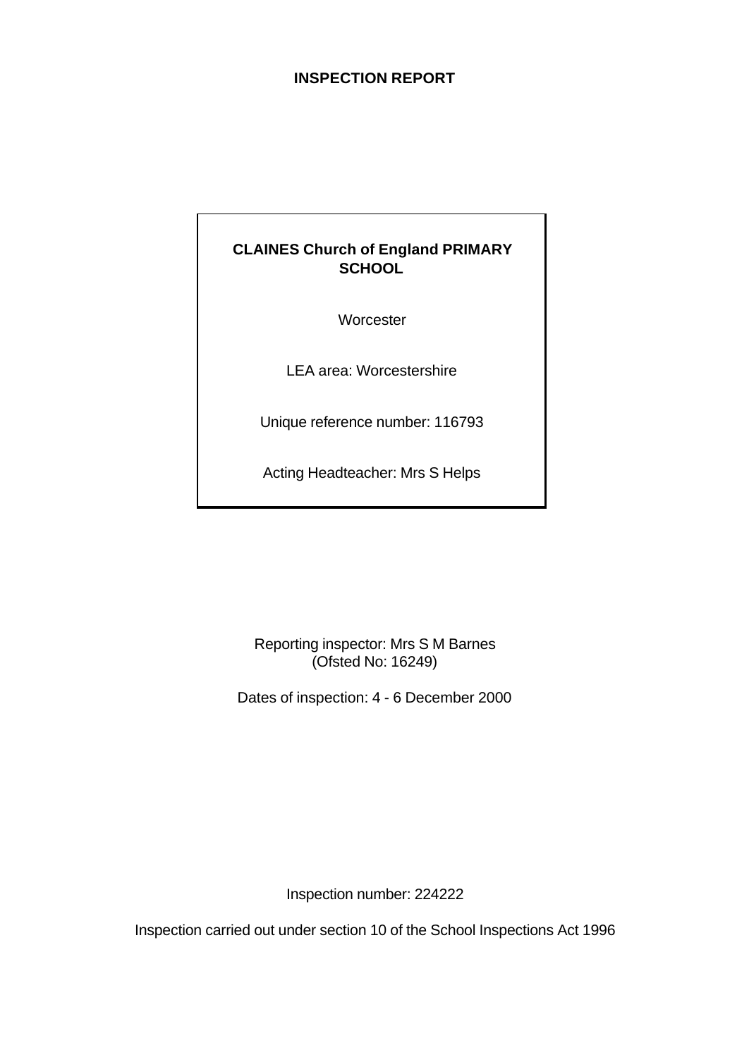# INSPECTION REPORT

**CLAINES Church of England PRIMARY SCHOOL**

Worcester

LEA area: Worcestershire

Unique reference number: 116793

Acting Headteacher: Mrs S Helps

Reporting inspector: Mrs S M Barnes
(Ofsted No: 16249)

Dates of inspection: 4 - 6 December 2000

Inspection number: 224222

Inspection carried out under section 10 of the School Inspections Act 1996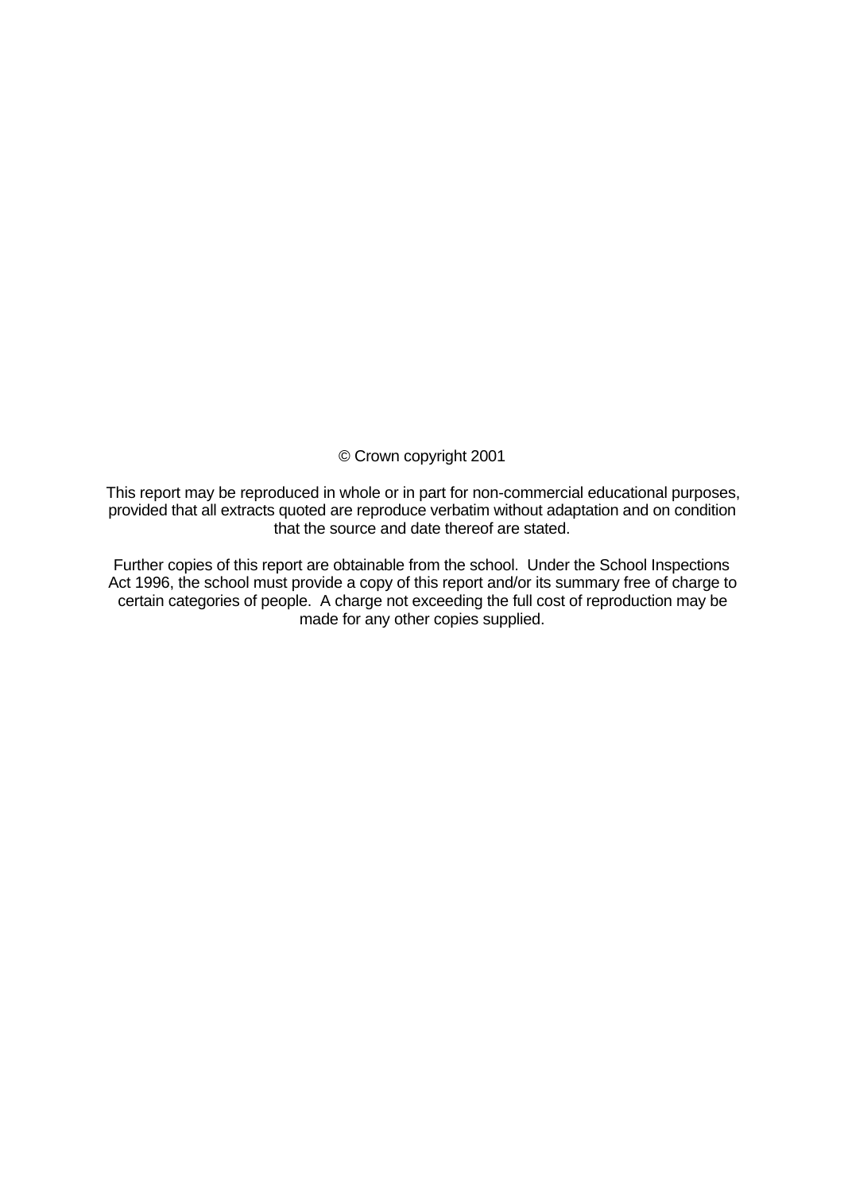© Crown copyright 2001

This report may be reproduced in whole or in part for non-commercial educational purposes, provided that all extracts quoted are reproduce verbatim without adaptation and on condition that the source and date thereof are stated.

Further copies of this report are obtainable from the school. Under the School Inspections Act 1996, the school must provide a copy of this report and/or its summary free of charge to certain categories of people. A charge not exceeding the full cost of reproduction may be made for any other copies supplied.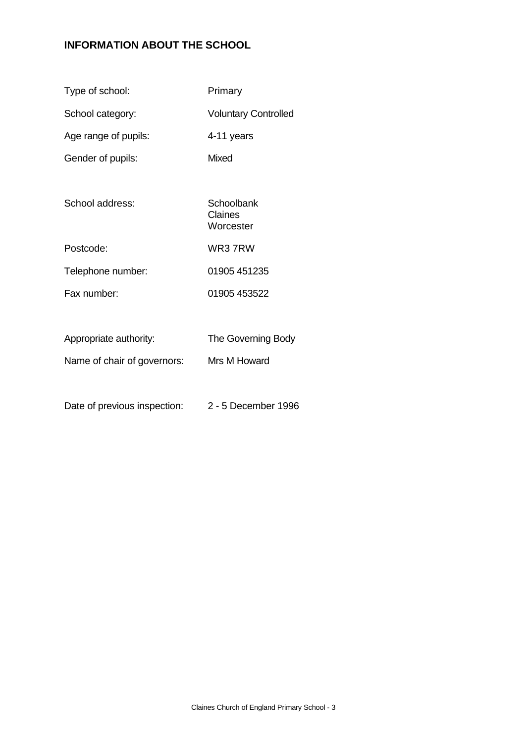## INFORMATION ABOUT THE SCHOOL

| | |
|---|---|
| Type of school: | Primary |
| School category: | Voluntary Controlled |
| Age range of pupils: | 4-11 years |
| Gender of pupils: | Mixed |
| School address: | Schoolbank<br>Claines<br>Worcester |
| Postcode: | WR3 7RW |
| Telephone number: | 01905 451235 |
| Fax number: | 01905 453522 |
| Appropriate authority: | The Governing Body |
| Name of chair of governors: | Mrs M Howard |
| Date of previous inspection: | 2 - 5 December 1996 |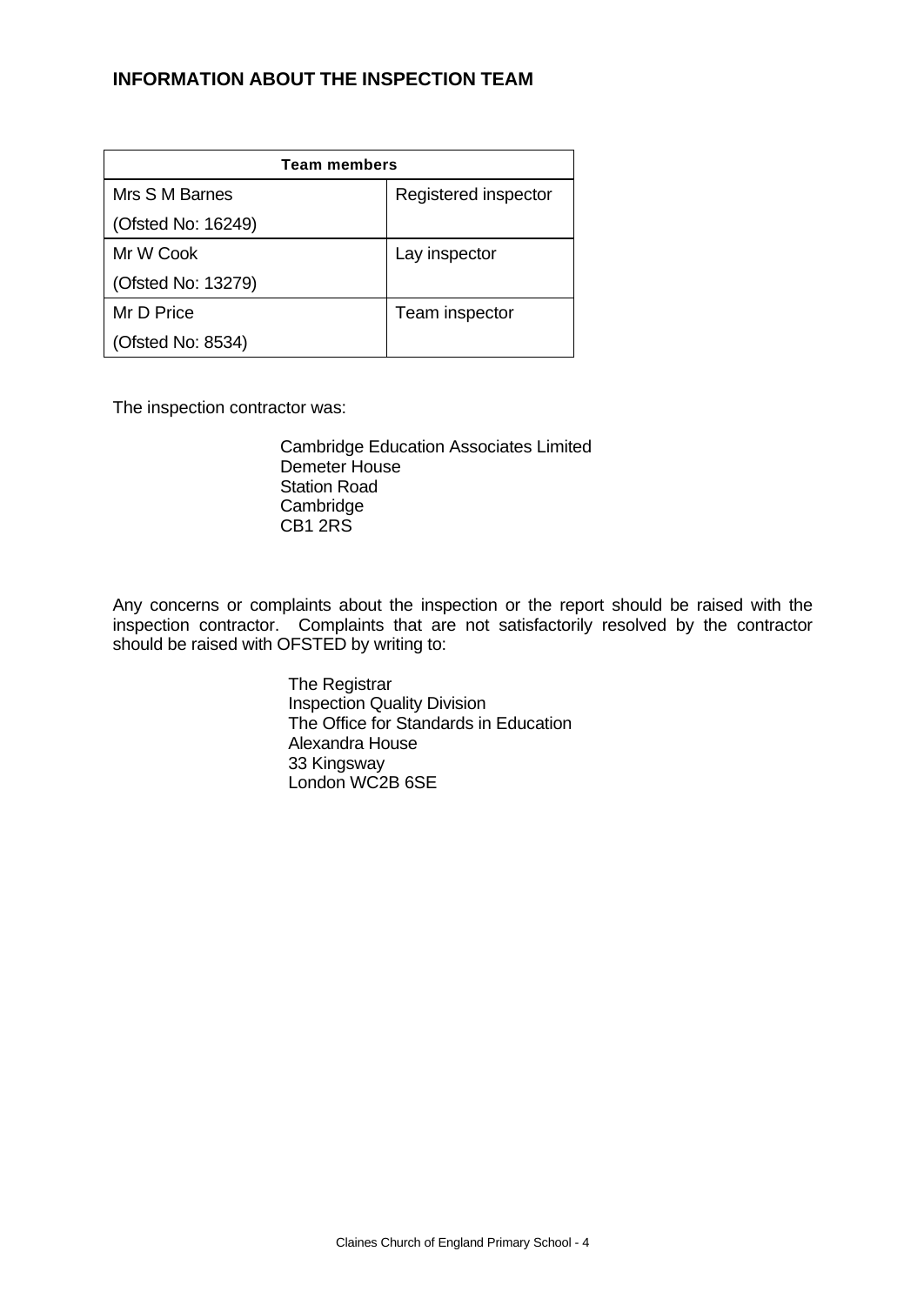## INFORMATION ABOUT THE INSPECTION TEAM

| Team members | |
|---|---|
| Mrs S M Barnes<br>(Ofsted No: 16249) | Registered inspector |
| Mr W Cook<br>(Ofsted No: 13279) | Lay inspector |
| Mr D Price<br>(Ofsted No: 8534) | Team inspector |

The inspection contractor was:

Cambridge Education Associates Limited
Demeter House
Station Road
Cambridge
CB1 2RS

Any concerns or complaints about the inspection or the report should be raised with the inspection contractor. Complaints that are not satisfactorily resolved by the contractor should be raised with OFSTED by writing to:

The Registrar
Inspection Quality Division
The Office for Standards in Education
Alexandra House
33 Kingsway
London WC2B 6SE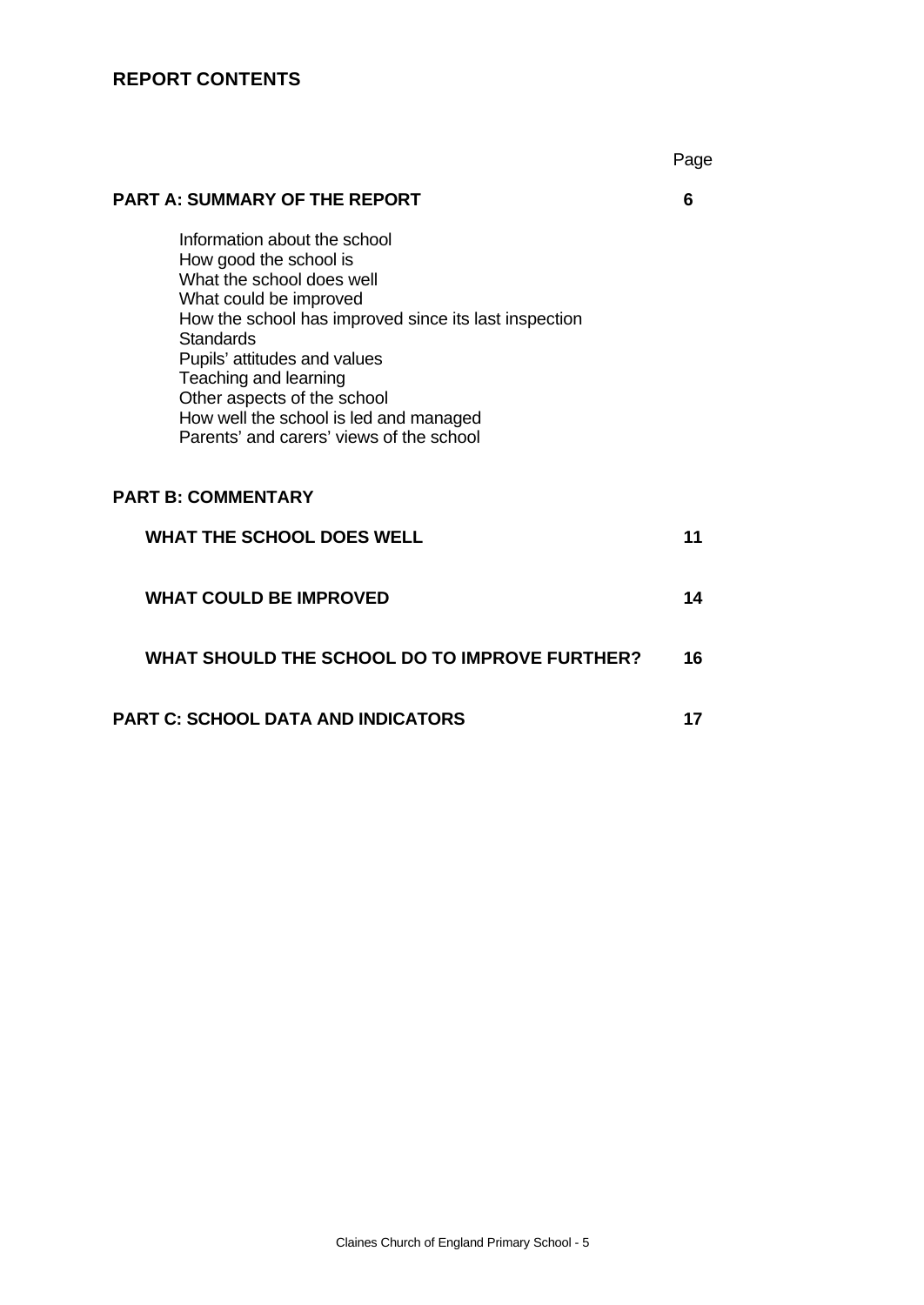## REPORT CONTENTS

| | Page |
|---|---|
| **PART A: SUMMARY OF THE REPORT** | **6** |
| Information about the school<br>How good the school is<br>What the school does well<br>What could be improved<br>How the school has improved since its last inspection<br>Standards<br>Pupils' attitudes and values<br>Teaching and learning<br>Other aspects of the school<br>How well the school is led and managed<br>Parents' and carers' views of the school | |
| **PART B: COMMENTARY** | |
| **WHAT THE SCHOOL DOES WELL** | **11** |
| **WHAT COULD BE IMPROVED** | **14** |
| **WHAT SHOULD THE SCHOOL DO TO IMPROVE FURTHER?** | **16** |
| **PART C: SCHOOL DATA AND INDICATORS** | **17** |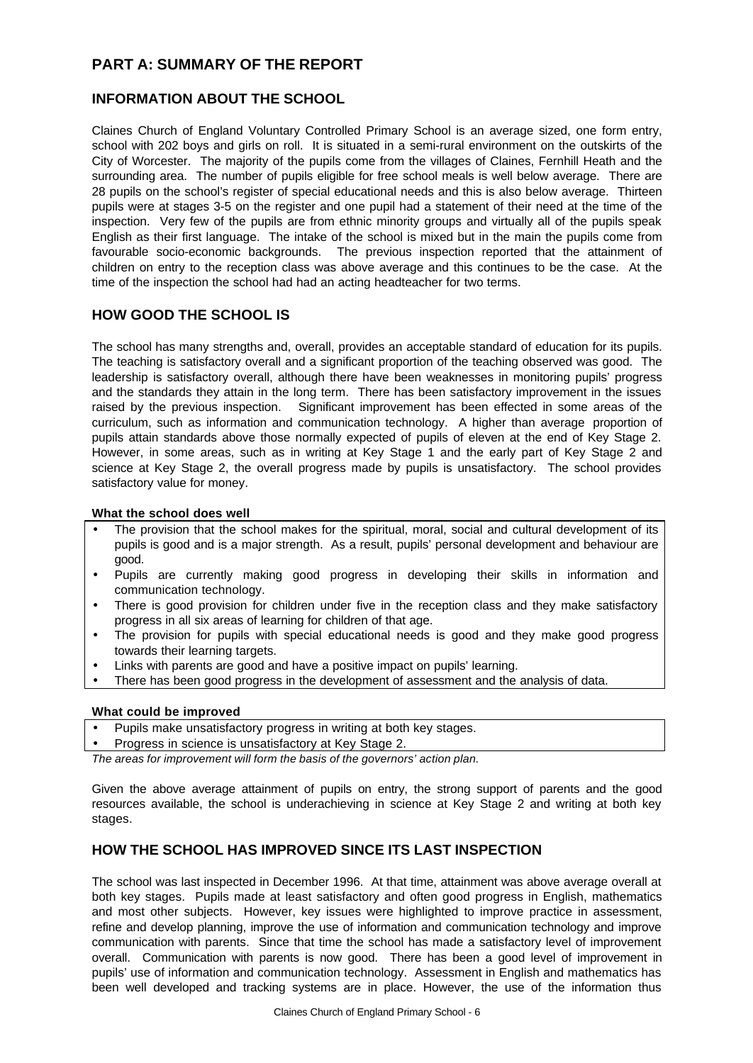# PART A: SUMMARY OF THE REPORT

## INFORMATION ABOUT THE SCHOOL

Claines Church of England Voluntary Controlled Primary School is an average sized, one form entry, school with 202 boys and girls on roll. It is situated in a semi-rural environment on the outskirts of the City of Worcester. The majority of the pupils come from the villages of Claines, Fernhill Heath and the surrounding area. The number of pupils eligible for free school meals is well below average. There are 28 pupils on the school's register of special educational needs and this is also below average. Thirteen pupils were at stages 3-5 on the register and one pupil had a statement of their need at the time of the inspection. Very few of the pupils are from ethnic minority groups and virtually all of the pupils speak English as their first language. The intake of the school is mixed but in the main the pupils come from favourable socio-economic backgrounds. The previous inspection reported that the attainment of children on entry to the reception class was above average and this continues to be the case. At the time of the inspection the school had had an acting headteacher for two terms.

## HOW GOOD THE SCHOOL IS

The school has many strengths and, overall, provides an acceptable standard of education for its pupils. The teaching is satisfactory overall and a significant proportion of the teaching observed was good. The leadership is satisfactory overall, although there have been weaknesses in monitoring pupils' progress and the standards they attain in the long term. There has been satisfactory improvement in the issues raised by the previous inspection. Significant improvement has been effected in some areas of the curriculum, such as information and communication technology. A higher than average proportion of pupils attain standards above those normally expected of pupils of eleven at the end of Key Stage 2. However, in some areas, such as in writing at Key Stage 1 and the early part of Key Stage 2 and science at Key Stage 2, the overall progress made by pupils is unsatisfactory. The school provides satisfactory value for money.

**What the school does well**

- The provision that the school makes for the spiritual, moral, social and cultural development of its pupils is good and is a major strength. As a result, pupils' personal development and behaviour are good.
- Pupils are currently making good progress in developing their skills in information and communication technology.
- There is good provision for children under five in the reception class and they make satisfactory progress in all six areas of learning for children of that age.
- The provision for pupils with special educational needs is good and they make good progress towards their learning targets.
- Links with parents are good and have a positive impact on pupils' learning.
- There has been good progress in the development of assessment and the analysis of data.

**What could be improved**

- Pupils make unsatisfactory progress in writing at both key stages.
- Progress in science is unsatisfactory at Key Stage 2.

*The areas for improvement will form the basis of the governors' action plan.*

Given the above average attainment of pupils on entry, the strong support of parents and the good resources available, the school is underachieving in science at Key Stage 2 and writing at both key stages.

## HOW THE SCHOOL HAS IMPROVED SINCE ITS LAST INSPECTION

The school was last inspected in December 1996. At that time, attainment was above average overall at both key stages. Pupils made at least satisfactory and often good progress in English, mathematics and most other subjects. However, key issues were highlighted to improve practice in assessment, refine and develop planning, improve the use of information and communication technology and improve communication with parents. Since that time the school has made a satisfactory level of improvement overall. Communication with parents is now good. There has been a good level of improvement in pupils' use of information and communication technology. Assessment in English and mathematics has been well developed and tracking systems are in place. However, the use of the information thus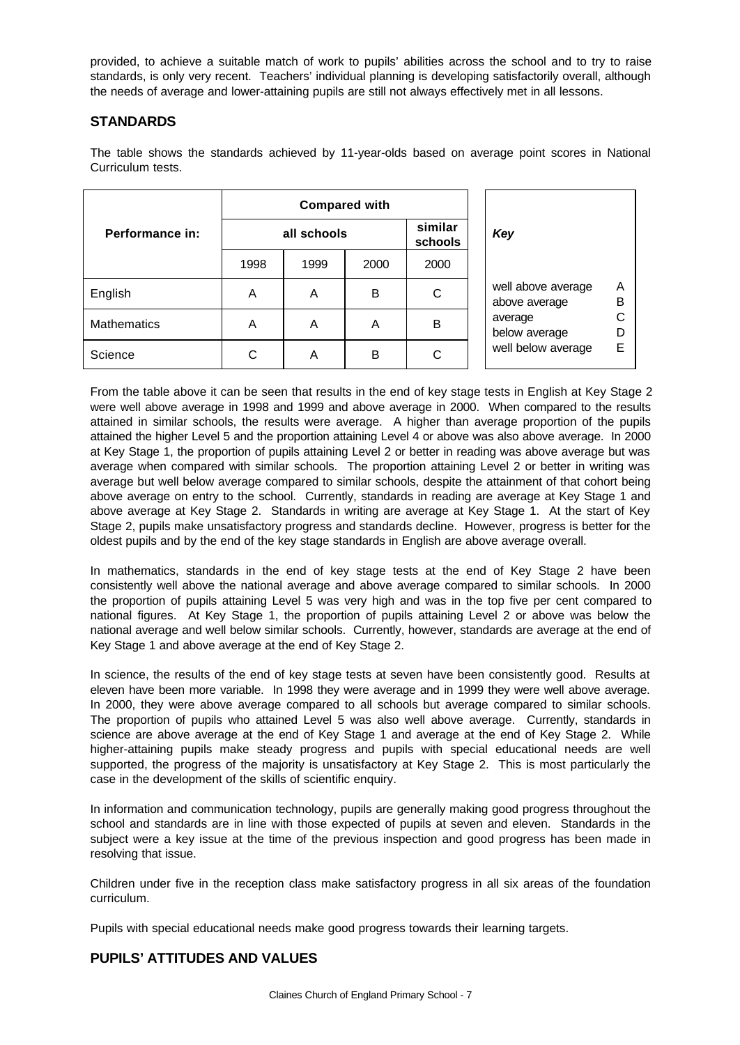provided, to achieve a suitable match of work to pupils' abilities across the school and to try to raise standards, is only very recent. Teachers' individual planning is developing satisfactorily overall, although the needs of average and lower-attaining pupils are still not always effectively met in all lessons.

## STANDARDS

The table shows the standards achieved by 11-year-olds based on average point scores in National Curriculum tests.

| | Compared with | | | |
|---|---|---|---|---|
| Performance in: | all schools | | | similar schools |
| | 1998 | 1999 | 2000 | 2000 |
| English | A | A | B | C |
| Mathematics | A | A | A | B |
| Science | C | A | B | C |

| *Key* | |
|---|---|
| well above average | A |
| above average | B |
| average | C |
| below average | D |
| well below average | E |

From the table above it can be seen that results in the end of key stage tests in English at Key Stage 2 were well above average in 1998 and 1999 and above average in 2000. When compared to the results attained in similar schools, the results were average. A higher than average proportion of the pupils attained the higher Level 5 and the proportion attaining Level 4 or above was also above average. In 2000 at Key Stage 1, the proportion of pupils attaining Level 2 or better in reading was above average but was average when compared with similar schools. The proportion attaining Level 2 or better in writing was average but well below average compared to similar schools, despite the attainment of that cohort being above average on entry to the school. Currently, standards in reading are average at Key Stage 1 and above average at Key Stage 2. Standards in writing are average at Key Stage 1. At the start of Key Stage 2, pupils make unsatisfactory progress and standards decline. However, progress is better for the oldest pupils and by the end of the key stage standards in English are above average overall.

In mathematics, standards in the end of key stage tests at the end of Key Stage 2 have been consistently well above the national average and above average compared to similar schools. In 2000 the proportion of pupils attaining Level 5 was very high and was in the top five per cent compared to national figures. At Key Stage 1, the proportion of pupils attaining Level 2 or above was below the national average and well below similar schools. Currently, however, standards are average at the end of Key Stage 1 and above average at the end of Key Stage 2.

In science, the results of the end of key stage tests at seven have been consistently good. Results at eleven have been more variable. In 1998 they were average and in 1999 they were well above average. In 2000, they were above average compared to all schools but average compared to similar schools. The proportion of pupils who attained Level 5 was also well above average. Currently, standards in science are above average at the end of Key Stage 1 and average at the end of Key Stage 2. While higher-attaining pupils make steady progress and pupils with special educational needs are well supported, the progress of the majority is unsatisfactory at Key Stage 2. This is most particularly the case in the development of the skills of scientific enquiry.

In information and communication technology, pupils are generally making good progress throughout the school and standards are in line with those expected of pupils at seven and eleven. Standards in the subject were a key issue at the time of the previous inspection and good progress has been made in resolving that issue.

Children under five in the reception class make satisfactory progress in all six areas of the foundation curriculum.

Pupils with special educational needs make good progress towards their learning targets.

## PUPILS' ATTITUDES AND VALUES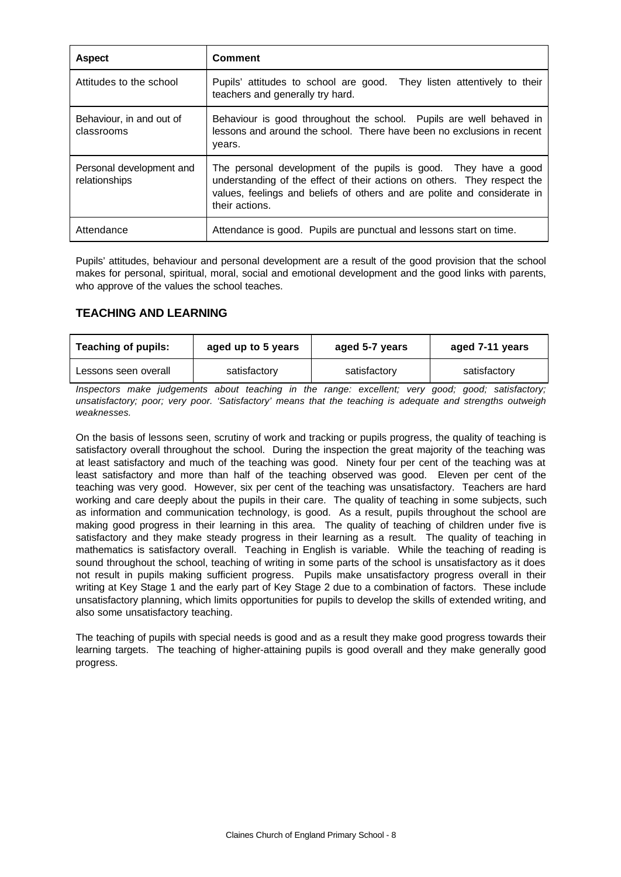| Aspect | Comment |
|---|---|
| Attitudes to the school | Pupils' attitudes to school are good. They listen attentively to their teachers and generally try hard. |
| Behaviour, in and out of classrooms | Behaviour is good throughout the school. Pupils are well behaved in lessons and around the school. There have been no exclusions in recent years. |
| Personal development and relationships | The personal development of the pupils is good. They have a good understanding of the effect of their actions on others. They respect the values, feelings and beliefs of others and are polite and considerate in their actions. |
| Attendance | Attendance is good. Pupils are punctual and lessons start on time. |

Pupils' attitudes, behaviour and personal development are a result of the good provision that the school makes for personal, spiritual, moral, social and emotional development and the good links with parents, who approve of the values the school teaches.

## TEACHING AND LEARNING

| Teaching of pupils: | aged up to 5 years | aged 5-7 years | aged 7-11 years |
|---|---|---|---|
| Lessons seen overall | satisfactory | satisfactory | satisfactory |

*Inspectors make judgements about teaching in the range: excellent; very good; good; satisfactory; unsatisfactory; poor; very poor. 'Satisfactory' means that the teaching is adequate and strengths outweigh weaknesses.*

On the basis of lessons seen, scrutiny of work and tracking or pupils progress, the quality of teaching is satisfactory overall throughout the school. During the inspection the great majority of the teaching was at least satisfactory and much of the teaching was good. Ninety four per cent of the teaching was at least satisfactory and more than half of the teaching observed was good. Eleven per cent of the teaching was very good. However, six per cent of the teaching was unsatisfactory. Teachers are hard working and care deeply about the pupils in their care. The quality of teaching in some subjects, such as information and communication technology, is good. As a result, pupils throughout the school are making good progress in their learning in this area. The quality of teaching of children under five is satisfactory and they make steady progress in their learning as a result. The quality of teaching in mathematics is satisfactory overall. Teaching in English is variable. While the teaching of reading is sound throughout the school, teaching of writing in some parts of the school is unsatisfactory as it does not result in pupils making sufficient progress. Pupils make unsatisfactory progress overall in their writing at Key Stage 1 and the early part of Key Stage 2 due to a combination of factors. These include unsatisfactory planning, which limits opportunities for pupils to develop the skills of extended writing, and also some unsatisfactory teaching.

The teaching of pupils with special needs is good and as a result they make good progress towards their learning targets. The teaching of higher-attaining pupils is good overall and they make generally good progress.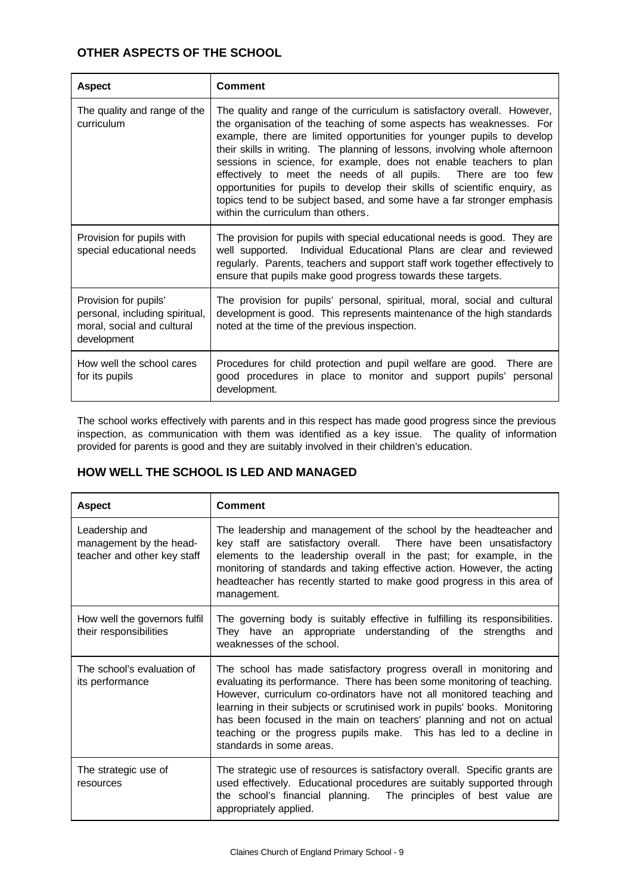## OTHER ASPECTS OF THE SCHOOL

| Aspect | Comment |
| --- | --- |
| The quality and range of the curriculum | The quality and range of the curriculum is satisfactory overall. However, the organisation of the teaching of some aspects has weaknesses. For example, there are limited opportunities for younger pupils to develop their skills in writing. The planning of lessons, involving whole afternoon sessions in science, for example, does not enable teachers to plan effectively to meet the needs of all pupils. There are too few opportunities for pupils to develop their skills of scientific enquiry, as topics tend to be subject based, and some have a far stronger emphasis within the curriculum than others. |
| Provision for pupils with special educational needs | The provision for pupils with special educational needs is good. They are well supported. Individual Educational Plans are clear and reviewed regularly. Parents, teachers and support staff work together effectively to ensure that pupils make good progress towards these targets. |
| Provision for pupils' personal, including spiritual, moral, social and cultural development | The provision for pupils' personal, spiritual, moral, social and cultural development is good. This represents maintenance of the high standards noted at the time of the previous inspection. |
| How well the school cares for its pupils | Procedures for child protection and pupil welfare are good. There are good procedures in place to monitor and support pupils' personal development. |

The school works effectively with parents and in this respect has made good progress since the previous inspection, as communication with them was identified as a key issue. The quality of information provided for parents is good and they are suitably involved in their children's education.

## HOW WELL THE SCHOOL IS LED AND MANAGED

| Aspect | Comment |
| --- | --- |
| Leadership and management by the head-teacher and other key staff | The leadership and management of the school by the headteacher and key staff are satisfactory overall. There have been unsatisfactory elements to the leadership overall in the past; for example, in the monitoring of standards and taking effective action. However, the acting headteacher has recently started to make good progress in this area of management. |
| How well the governors fulfil their responsibilities | The governing body is suitably effective in fulfilling its responsibilities. They have an appropriate understanding of the strengths and weaknesses of the school. |
| The school's evaluation of its performance | The school has made satisfactory progress overall in monitoring and evaluating its performance. There has been some monitoring of teaching. However, curriculum co-ordinators have not all monitored teaching and learning in their subjects or scrutinised work in pupils' books. Monitoring has been focused in the main on teachers' planning and not on actual teaching or the progress pupils make. This has led to a decline in standards in some areas. |
| The strategic use of resources | The strategic use of resources is satisfactory overall. Specific grants are used effectively. Educational procedures are suitably supported through the school's financial planning. The principles of best value are appropriately applied. |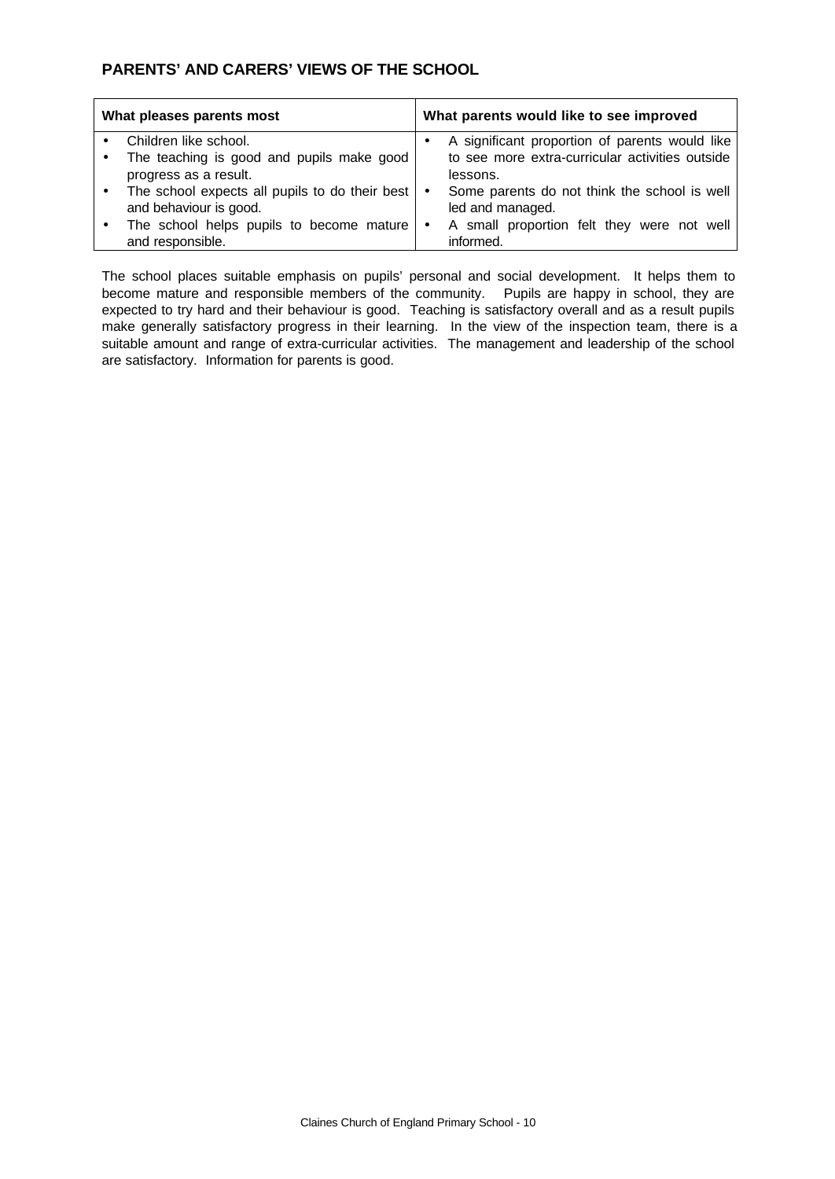## PARENTS' AND CARERS' VIEWS OF THE SCHOOL

| What pleases parents most | What parents would like to see improved |
| --- | --- |
| • Children like school.<br>• The teaching is good and pupils make good progress as a result.<br>• The school expects all pupils to do their best and behaviour is good.<br>• The school helps pupils to become mature and responsible. | • A significant proportion of parents would like to see more extra-curricular activities outside lessons.<br>• Some parents do not think the school is well led and managed.<br>• A small proportion felt they were not well informed. |

The school places suitable emphasis on pupils' personal and social development. It helps them to become mature and responsible members of the community. Pupils are happy in school, they are expected to try hard and their behaviour is good. Teaching is satisfactory overall and as a result pupils make generally satisfactory progress in their learning. In the view of the inspection team, there is a suitable amount and range of extra-curricular activities. The management and leadership of the school are satisfactory. Information for parents is good.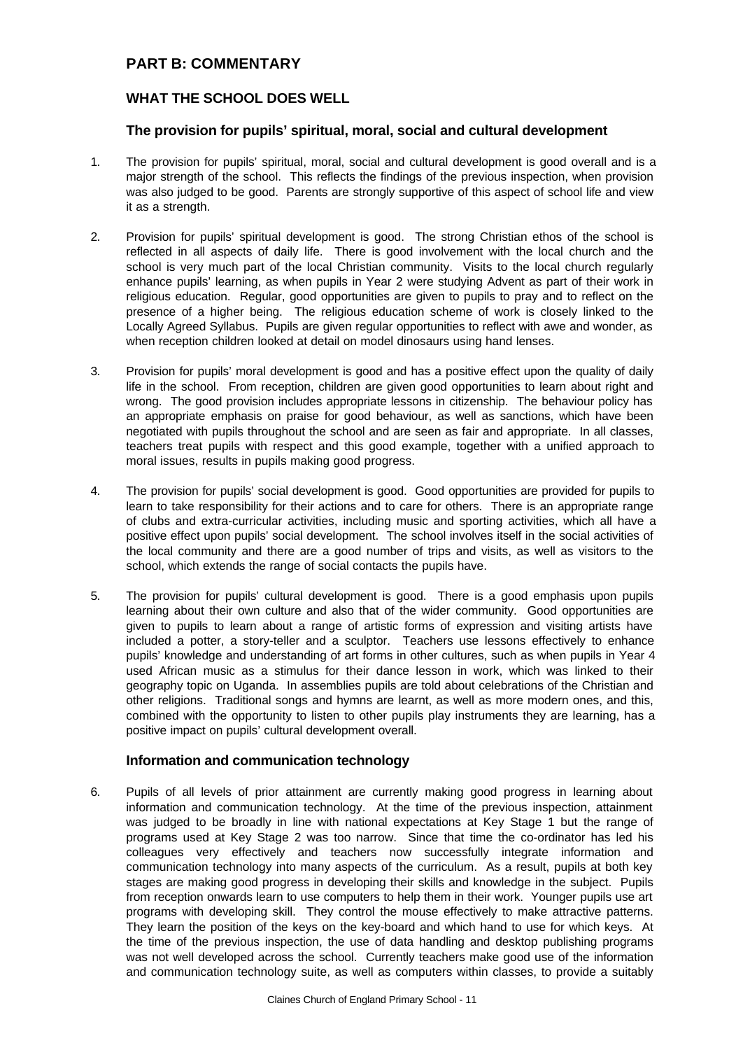## PART B: COMMENTARY

### WHAT THE SCHOOL DOES WELL

#### The provision for pupils' spiritual, moral, social and cultural development

1. The provision for pupils' spiritual, moral, social and cultural development is good overall and is a major strength of the school. This reflects the findings of the previous inspection, when provision was also judged to be good. Parents are strongly supportive of this aspect of school life and view it as a strength.

2. Provision for pupils' spiritual development is good. The strong Christian ethos of the school is reflected in all aspects of daily life. There is good involvement with the local church and the school is very much part of the local Christian community. Visits to the local church regularly enhance pupils' learning, as when pupils in Year 2 were studying Advent as part of their work in religious education. Regular, good opportunities are given to pupils to pray and to reflect on the presence of a higher being. The religious education scheme of work is closely linked to the Locally Agreed Syllabus. Pupils are given regular opportunities to reflect with awe and wonder, as when reception children looked at detail on model dinosaurs using hand lenses.

3. Provision for pupils' moral development is good and has a positive effect upon the quality of daily life in the school. From reception, children are given good opportunities to learn about right and wrong. The good provision includes appropriate lessons in citizenship. The behaviour policy has an appropriate emphasis on praise for good behaviour, as well as sanctions, which have been negotiated with pupils throughout the school and are seen as fair and appropriate. In all classes, teachers treat pupils with respect and this good example, together with a unified approach to moral issues, results in pupils making good progress.

4. The provision for pupils' social development is good. Good opportunities are provided for pupils to learn to take responsibility for their actions and to care for others. There is an appropriate range of clubs and extra-curricular activities, including music and sporting activities, which all have a positive effect upon pupils' social development. The school involves itself in the social activities of the local community and there are a good number of trips and visits, as well as visitors to the school, which extends the range of social contacts the pupils have.

5. The provision for pupils' cultural development is good. There is a good emphasis upon pupils learning about their own culture and also that of the wider community. Good opportunities are given to pupils to learn about a range of artistic forms of expression and visiting artists have included a potter, a story-teller and a sculptor. Teachers use lessons effectively to enhance pupils' knowledge and understanding of art forms in other cultures, such as when pupils in Year 4 used African music as a stimulus for their dance lesson in work, which was linked to their geography topic on Uganda. In assemblies pupils are told about celebrations of the Christian and other religions. Traditional songs and hymns are learnt, as well as more modern ones, and this, combined with the opportunity to listen to other pupils play instruments they are learning, has a positive impact on pupils' cultural development overall.

#### Information and communication technology

6. Pupils of all levels of prior attainment are currently making good progress in learning about information and communication technology. At the time of the previous inspection, attainment was judged to be broadly in line with national expectations at Key Stage 1 but the range of programs used at Key Stage 2 was too narrow. Since that time the co-ordinator has led his colleagues very effectively and teachers now successfully integrate information and communication technology into many aspects of the curriculum. As a result, pupils at both key stages are making good progress in developing their skills and knowledge in the subject. Pupils from reception onwards learn to use computers to help them in their work. Younger pupils use art programs with developing skill. They control the mouse effectively to make attractive patterns. They learn the position of the keys on the key-board and which hand to use for which keys. At the time of the previous inspection, the use of data handling and desktop publishing programs was not well developed across the school. Currently teachers make good use of the information and communication technology suite, as well as computers within classes, to provide a suitably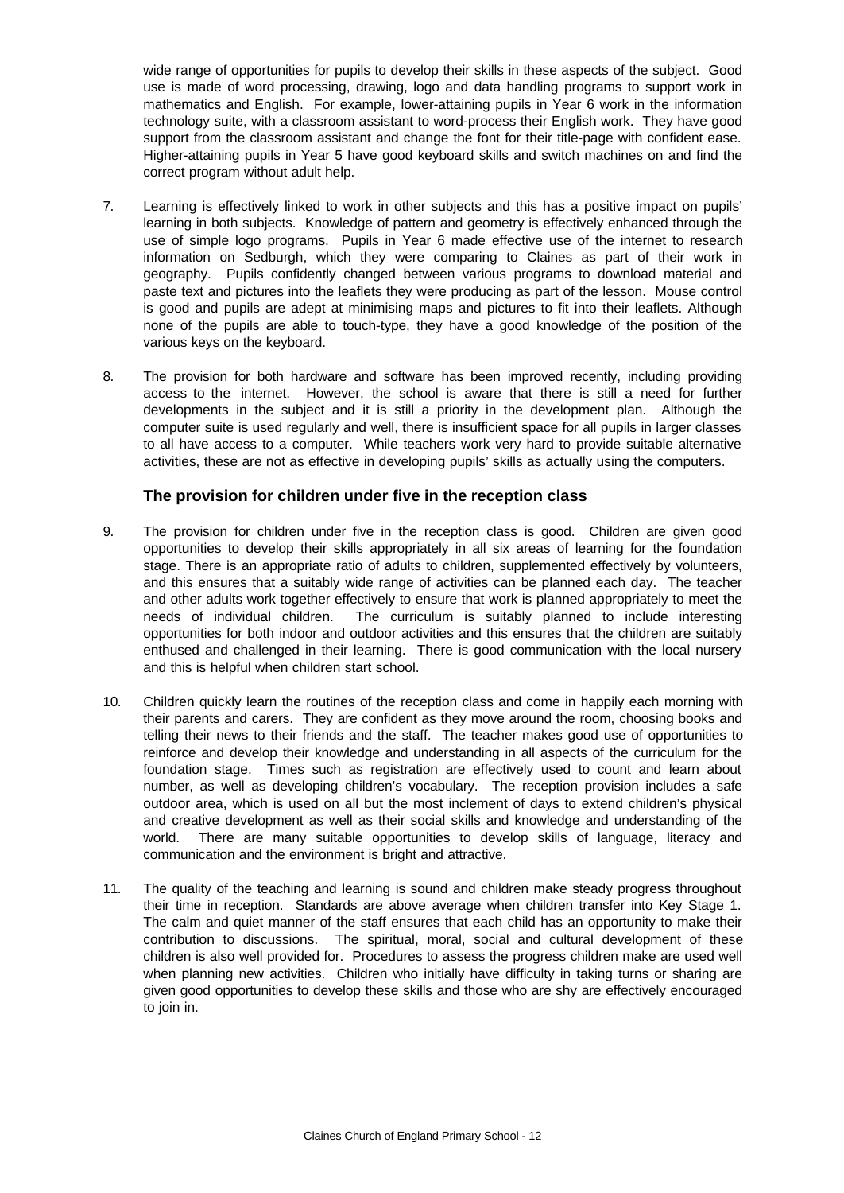wide range of opportunities for pupils to develop their skills in these aspects of the subject. Good use is made of word processing, drawing, logo and data handling programs to support work in mathematics and English. For example, lower-attaining pupils in Year 6 work in the information technology suite, with a classroom assistant to word-process their English work. They have good support from the classroom assistant and change the font for their title-page with confident ease. Higher-attaining pupils in Year 5 have good keyboard skills and switch machines on and find the correct program without adult help.

7. Learning is effectively linked to work in other subjects and this has a positive impact on pupils' learning in both subjects. Knowledge of pattern and geometry is effectively enhanced through the use of simple logo programs. Pupils in Year 6 made effective use of the internet to research information on Sedburgh, which they were comparing to Claines as part of their work in geography. Pupils confidently changed between various programs to download material and paste text and pictures into the leaflets they were producing as part of the lesson. Mouse control is good and pupils are adept at minimising maps and pictures to fit into their leaflets. Although none of the pupils are able to touch-type, they have a good knowledge of the position of the various keys on the keyboard.

8. The provision for both hardware and software has been improved recently, including providing access to the internet. However, the school is aware that there is still a need for further developments in the subject and it is still a priority in the development plan. Although the computer suite is used regularly and well, there is insufficient space for all pupils in larger classes to all have access to a computer. While teachers work very hard to provide suitable alternative activities, these are not as effective in developing pupils' skills as actually using the computers.

### The provision for children under five in the reception class

9. The provision for children under five in the reception class is good. Children are given good opportunities to develop their skills appropriately in all six areas of learning for the foundation stage. There is an appropriate ratio of adults to children, supplemented effectively by volunteers, and this ensures that a suitably wide range of activities can be planned each day. The teacher and other adults work together effectively to ensure that work is planned appropriately to meet the needs of individual children. The curriculum is suitably planned to include interesting opportunities for both indoor and outdoor activities and this ensures that the children are suitably enthused and challenged in their learning. There is good communication with the local nursery and this is helpful when children start school.

10. Children quickly learn the routines of the reception class and come in happily each morning with their parents and carers. They are confident as they move around the room, choosing books and telling their news to their friends and the staff. The teacher makes good use of opportunities to reinforce and develop their knowledge and understanding in all aspects of the curriculum for the foundation stage. Times such as registration are effectively used to count and learn about number, as well as developing children's vocabulary. The reception provision includes a safe outdoor area, which is used on all but the most inclement of days to extend children's physical and creative development as well as their social skills and knowledge and understanding of the world. There are many suitable opportunities to develop skills of language, literacy and communication and the environment is bright and attractive.

11. The quality of the teaching and learning is sound and children make steady progress throughout their time in reception. Standards are above average when children transfer into Key Stage 1. The calm and quiet manner of the staff ensures that each child has an opportunity to make their contribution to discussions. The spiritual, moral, social and cultural development of these children is also well provided for. Procedures to assess the progress children make are used well when planning new activities. Children who initially have difficulty in taking turns or sharing are given good opportunities to develop these skills and those who are shy are effectively encouraged to join in.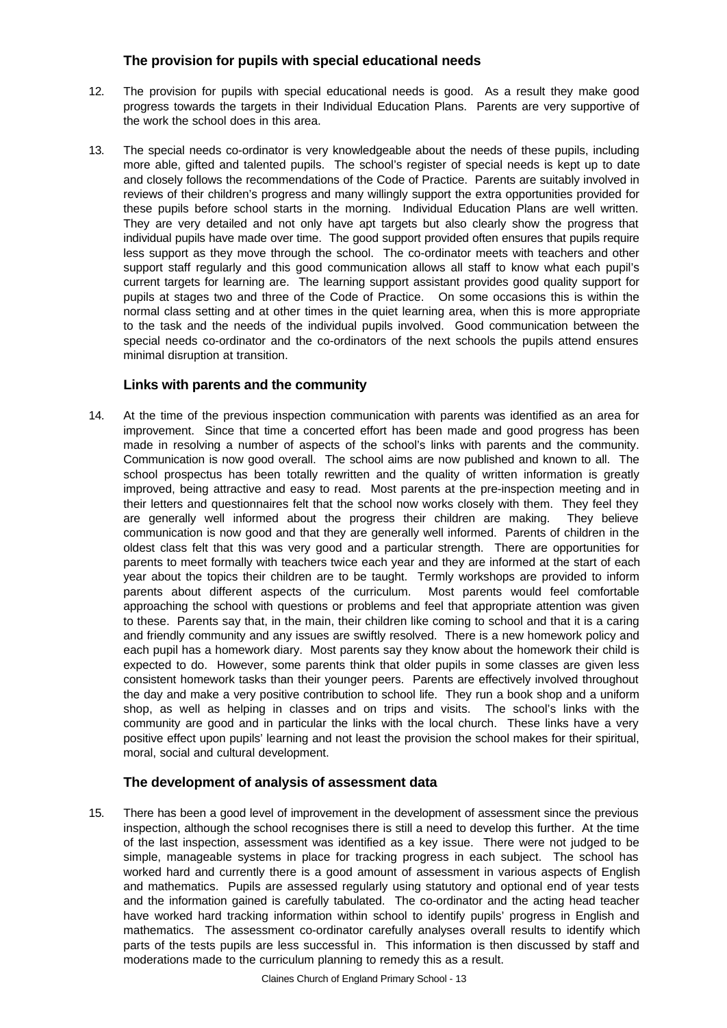### The provision for pupils with special educational needs

12. The provision for pupils with special educational needs is good. As a result they make good progress towards the targets in their Individual Education Plans. Parents are very supportive of the work the school does in this area.

13. The special needs co-ordinator is very knowledgeable about the needs of these pupils, including more able, gifted and talented pupils. The school's register of special needs is kept up to date and closely follows the recommendations of the Code of Practice. Parents are suitably involved in reviews of their children's progress and many willingly support the extra opportunities provided for these pupils before school starts in the morning. Individual Education Plans are well written. They are very detailed and not only have apt targets but also clearly show the progress that individual pupils have made over time. The good support provided often ensures that pupils require less support as they move through the school. The co-ordinator meets with teachers and other support staff regularly and this good communication allows all staff to know what each pupil's current targets for learning are. The learning support assistant provides good quality support for pupils at stages two and three of the Code of Practice. On some occasions this is within the normal class setting and at other times in the quiet learning area, when this is more appropriate to the task and the needs of the individual pupils involved. Good communication between the special needs co-ordinator and the co-ordinators of the next schools the pupils attend ensures minimal disruption at transition.

### Links with parents and the community

14. At the time of the previous inspection communication with parents was identified as an area for improvement. Since that time a concerted effort has been made and good progress has been made in resolving a number of aspects of the school's links with parents and the community. Communication is now good overall. The school aims are now published and known to all. The school prospectus has been totally rewritten and the quality of written information is greatly improved, being attractive and easy to read. Most parents at the pre-inspection meeting and in their letters and questionnaires felt that the school now works closely with them. They feel they are generally well informed about the progress their children are making. They believe communication is now good and that they are generally well informed. Parents of children in the oldest class felt that this was very good and a particular strength. There are opportunities for parents to meet formally with teachers twice each year and they are informed at the start of each year about the topics their children are to be taught. Termly workshops are provided to inform parents about different aspects of the curriculum. Most parents would feel comfortable approaching the school with questions or problems and feel that appropriate attention was given to these. Parents say that, in the main, their children like coming to school and that it is a caring and friendly community and any issues are swiftly resolved. There is a new homework policy and each pupil has a homework diary. Most parents say they know about the homework their child is expected to do. However, some parents think that older pupils in some classes are given less consistent homework tasks than their younger peers. Parents are effectively involved throughout the day and make a very positive contribution to school life. They run a book shop and a uniform shop, as well as helping in classes and on trips and visits. The school's links with the community are good and in particular the links with the local church. These links have a very positive effect upon pupils' learning and not least the provision the school makes for their spiritual, moral, social and cultural development.

### The development of analysis of assessment data

15. There has been a good level of improvement in the development of assessment since the previous inspection, although the school recognises there is still a need to develop this further. At the time of the last inspection, assessment was identified as a key issue. There were not judged to be simple, manageable systems in place for tracking progress in each subject. The school has worked hard and currently there is a good amount of assessment in various aspects of English and mathematics. Pupils are assessed regularly using statutory and optional end of year tests and the information gained is carefully tabulated. The co-ordinator and the acting head teacher have worked hard tracking information within school to identify pupils' progress in English and mathematics. The assessment co-ordinator carefully analyses overall results to identify which parts of the tests pupils are less successful in. This information is then discussed by staff and moderations made to the curriculum planning to remedy this as a result.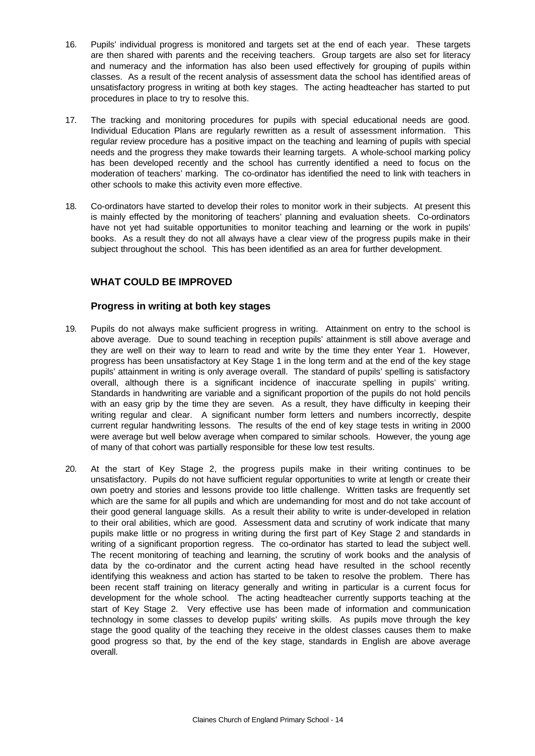16. Pupils' individual progress is monitored and targets set at the end of each year. These targets are then shared with parents and the receiving teachers. Group targets are also set for literacy and numeracy and the information has also been used effectively for grouping of pupils within classes. As a result of the recent analysis of assessment data the school has identified areas of unsatisfactory progress in writing at both key stages. The acting headteacher has started to put procedures in place to try to resolve this.

17. The tracking and monitoring procedures for pupils with special educational needs are good. Individual Education Plans are regularly rewritten as a result of assessment information. This regular review procedure has a positive impact on the teaching and learning of pupils with special needs and the progress they make towards their learning targets. A whole-school marking policy has been developed recently and the school has currently identified a need to focus on the moderation of teachers' marking. The co-ordinator has identified the need to link with teachers in other schools to make this activity even more effective.

18. Co-ordinators have started to develop their roles to monitor work in their subjects. At present this is mainly effected by the monitoring of teachers' planning and evaluation sheets. Co-ordinators have not yet had suitable opportunities to monitor teaching and learning or the work in pupils' books. As a result they do not all always have a clear view of the progress pupils make in their subject throughout the school. This has been identified as an area for further development.

## WHAT COULD BE IMPROVED

### Progress in writing at both key stages

19. Pupils do not always make sufficient progress in writing. Attainment on entry to the school is above average. Due to sound teaching in reception pupils' attainment is still above average and they are well on their way to learn to read and write by the time they enter Year 1. However, progress has been unsatisfactory at Key Stage 1 in the long term and at the end of the key stage pupils' attainment in writing is only average overall. The standard of pupils' spelling is satisfactory overall, although there is a significant incidence of inaccurate spelling in pupils' writing. Standards in handwriting are variable and a significant proportion of the pupils do not hold pencils with an easy grip by the time they are seven. As a result, they have difficulty in keeping their writing regular and clear. A significant number form letters and numbers incorrectly, despite current regular handwriting lessons. The results of the end of key stage tests in writing in 2000 were average but well below average when compared to similar schools. However, the young age of many of that cohort was partially responsible for these low test results.

20. At the start of Key Stage 2, the progress pupils make in their writing continues to be unsatisfactory. Pupils do not have sufficient regular opportunities to write at length or create their own poetry and stories and lessons provide too little challenge. Written tasks are frequently set which are the same for all pupils and which are undemanding for most and do not take account of their good general language skills. As a result their ability to write is under-developed in relation to their oral abilities, which are good. Assessment data and scrutiny of work indicate that many pupils make little or no progress in writing during the first part of Key Stage 2 and standards in writing of a significant proportion regress. The co-ordinator has started to lead the subject well. The recent monitoring of teaching and learning, the scrutiny of work books and the analysis of data by the co-ordinator and the current acting head have resulted in the school recently identifying this weakness and action has started to be taken to resolve the problem. There has been recent staff training on literacy generally and writing in particular is a current focus for development for the whole school. The acting headteacher currently supports teaching at the start of Key Stage 2. Very effective use has been made of information and communication technology in some classes to develop pupils' writing skills. As pupils move through the key stage the good quality of the teaching they receive in the oldest classes causes them to make good progress so that, by the end of the key stage, standards in English are above average overall.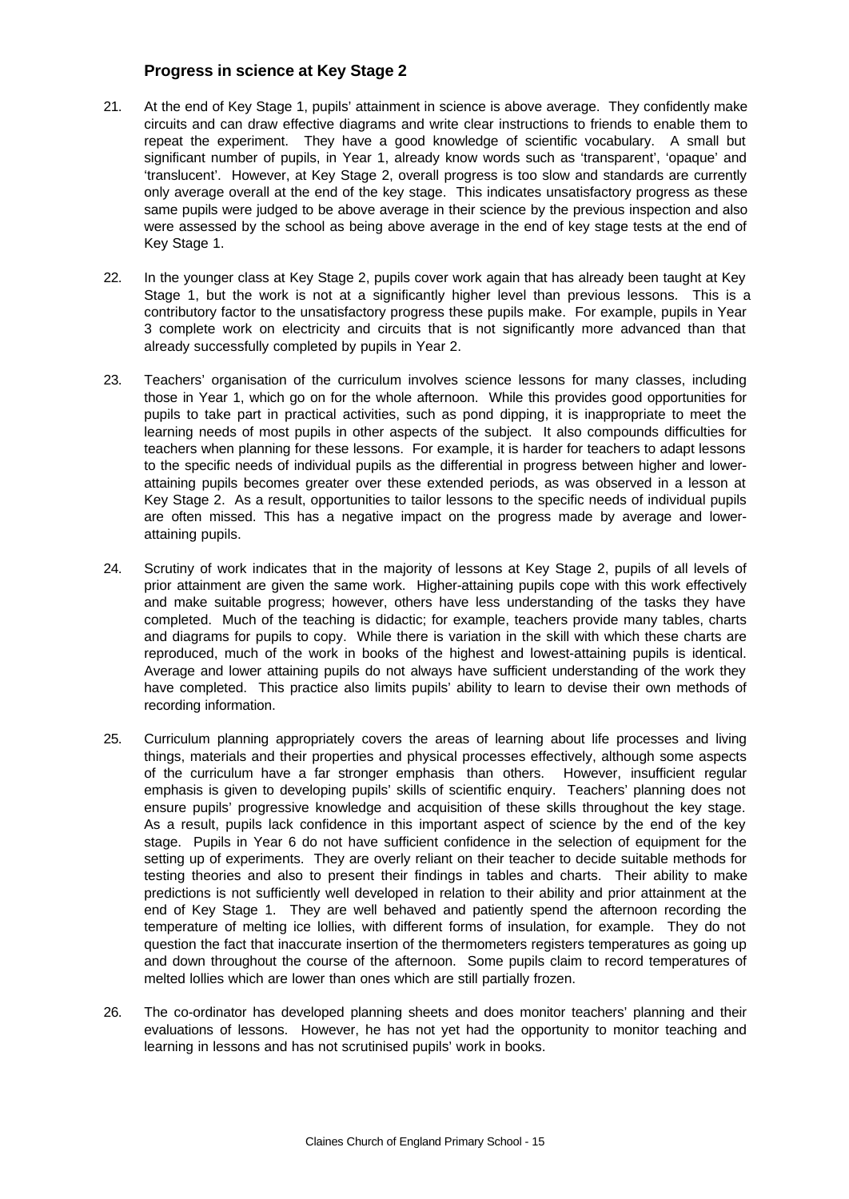### Progress in science at Key Stage 2

21. At the end of Key Stage 1, pupils' attainment in science is above average. They confidently make circuits and can draw effective diagrams and write clear instructions to friends to enable them to repeat the experiment. They have a good knowledge of scientific vocabulary. A small but significant number of pupils, in Year 1, already know words such as 'transparent', 'opaque' and 'translucent'. However, at Key Stage 2, overall progress is too slow and standards are currently only average overall at the end of the key stage. This indicates unsatisfactory progress as these same pupils were judged to be above average in their science by the previous inspection and also were assessed by the school as being above average in the end of key stage tests at the end of Key Stage 1.

22. In the younger class at Key Stage 2, pupils cover work again that has already been taught at Key Stage 1, but the work is not at a significantly higher level than previous lessons. This is a contributory factor to the unsatisfactory progress these pupils make. For example, pupils in Year 3 complete work on electricity and circuits that is not significantly more advanced than that already successfully completed by pupils in Year 2.

23. Teachers' organisation of the curriculum involves science lessons for many classes, including those in Year 1, which go on for the whole afternoon. While this provides good opportunities for pupils to take part in practical activities, such as pond dipping, it is inappropriate to meet the learning needs of most pupils in other aspects of the subject. It also compounds difficulties for teachers when planning for these lessons. For example, it is harder for teachers to adapt lessons to the specific needs of individual pupils as the differential in progress between higher and lower-attaining pupils becomes greater over these extended periods, as was observed in a lesson at Key Stage 2. As a result, opportunities to tailor lessons to the specific needs of individual pupils are often missed. This has a negative impact on the progress made by average and lower-attaining pupils.

24. Scrutiny of work indicates that in the majority of lessons at Key Stage 2, pupils of all levels of prior attainment are given the same work. Higher-attaining pupils cope with this work effectively and make suitable progress; however, others have less understanding of the tasks they have completed. Much of the teaching is didactic; for example, teachers provide many tables, charts and diagrams for pupils to copy. While there is variation in the skill with which these charts are reproduced, much of the work in books of the highest and lowest-attaining pupils is identical. Average and lower attaining pupils do not always have sufficient understanding of the work they have completed. This practice also limits pupils' ability to learn to devise their own methods of recording information.

25. Curriculum planning appropriately covers the areas of learning about life processes and living things, materials and their properties and physical processes effectively, although some aspects of the curriculum have a far stronger emphasis than others. However, insufficient regular emphasis is given to developing pupils' skills of scientific enquiry. Teachers' planning does not ensure pupils' progressive knowledge and acquisition of these skills throughout the key stage. As a result, pupils lack confidence in this important aspect of science by the end of the key stage. Pupils in Year 6 do not have sufficient confidence in the selection of equipment for the setting up of experiments. They are overly reliant on their teacher to decide suitable methods for testing theories and also to present their findings in tables and charts. Their ability to make predictions is not sufficiently well developed in relation to their ability and prior attainment at the end of Key Stage 1. They are well behaved and patiently spend the afternoon recording the temperature of melting ice lollies, with different forms of insulation, for example. They do not question the fact that inaccurate insertion of the thermometers registers temperatures as going up and down throughout the course of the afternoon. Some pupils claim to record temperatures of melted lollies which are lower than ones which are still partially frozen.

26. The co-ordinator has developed planning sheets and does monitor teachers' planning and their evaluations of lessons. However, he has not yet had the opportunity to monitor teaching and learning in lessons and has not scrutinised pupils' work in books.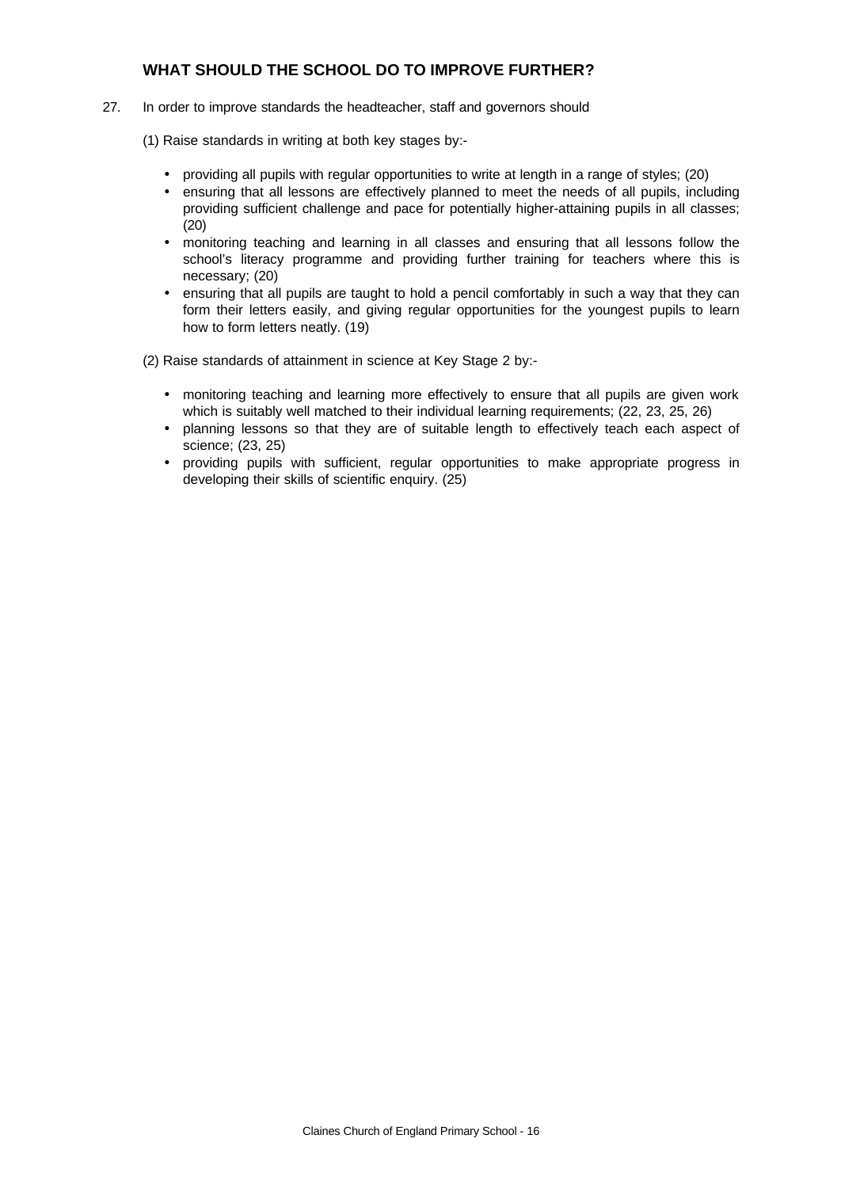## WHAT SHOULD THE SCHOOL DO TO IMPROVE FURTHER?

27. In order to improve standards the headteacher, staff and governors should

(1) Raise standards in writing at both key stages by:-

- providing all pupils with regular opportunities to write at length in a range of styles; (20)
- ensuring that all lessons are effectively planned to meet the needs of all pupils, including providing sufficient challenge and pace for potentially higher-attaining pupils in all classes; (20)
- monitoring teaching and learning in all classes and ensuring that all lessons follow the school's literacy programme and providing further training for teachers where this is necessary; (20)
- ensuring that all pupils are taught to hold a pencil comfortably in such a way that they can form their letters easily, and giving regular opportunities for the youngest pupils to learn how to form letters neatly. (19)

(2) Raise standards of attainment in science at Key Stage 2 by:-

- monitoring teaching and learning more effectively to ensure that all pupils are given work which is suitably well matched to their individual learning requirements; (22, 23, 25, 26)
- planning lessons so that they are of suitable length to effectively teach each aspect of science; (23, 25)
- providing pupils with sufficient, regular opportunities to make appropriate progress in developing their skills of scientific enquiry. (25)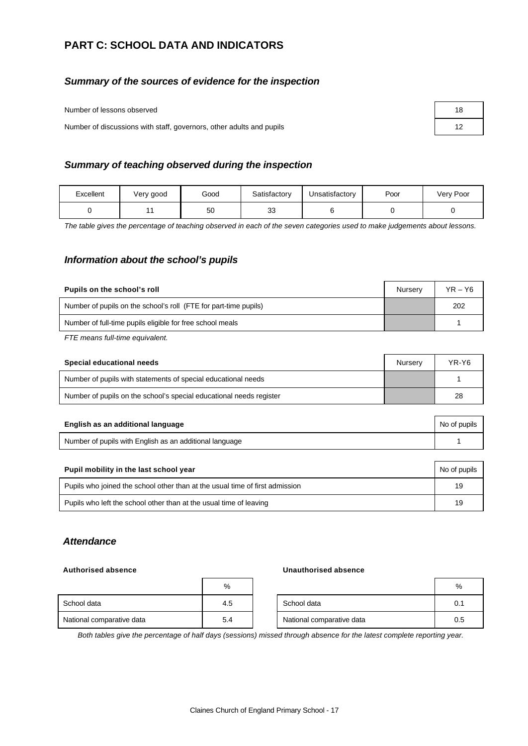## PART C: SCHOOL DATA AND INDICATORS

### *Summary of the sources of evidence for the inspection*

| | |
|---|---|
| Number of lessons observed | 18 |
| Number of discussions with staff, governors, other adults and pupils | 12 |

### *Summary of teaching observed during the inspection*

| Excellent | Very good | Good | Satisfactory | Unsatisfactory | Poor | Very Poor |
|---|---|---|---|---|---|---|
| 0 | 11 | 50 | 33 | 6 | 0 | 0 |

*The table gives the percentage of teaching observed in each of the seven categories used to make judgements about lessons.*

### *Information about the school's pupils*

| **Pupils on the school's roll** | Nursery | YR – Y6 |
|---|---|---|
| Number of pupils on the school's roll (FTE for part-time pupils) | | 202 |
| Number of full-time pupils eligible for free school meals | | 1 |

*FTE means full-time equivalent.*

| **Special educational needs** | Nursery | YR-Y6 |
|---|---|---|
| Number of pupils with statements of special educational needs | | 1 |
| Number of pupils on the school's special educational needs register | | 28 |

| **English as an additional language** | No of pupils |
|---|---|
| Number of pupils with English as an additional language | 1 |

| **Pupil mobility in the last school year** | No of pupils |
|---|---|
| Pupils who joined the school other than at the usual time of first admission | 19 |
| Pupils who left the school other than at the usual time of leaving | 19 |

### *Attendance*

**Authorised absence**

| | % |
|---|---|
| School data | 4.5 |
| National comparative data | 5.4 |

**Unauthorised absence**

| | % |
|---|---|
| School data | 0.1 |
| National comparative data | 0.5 |

*Both tables give the percentage of half days (sessions) missed through absence for the latest complete reporting year.*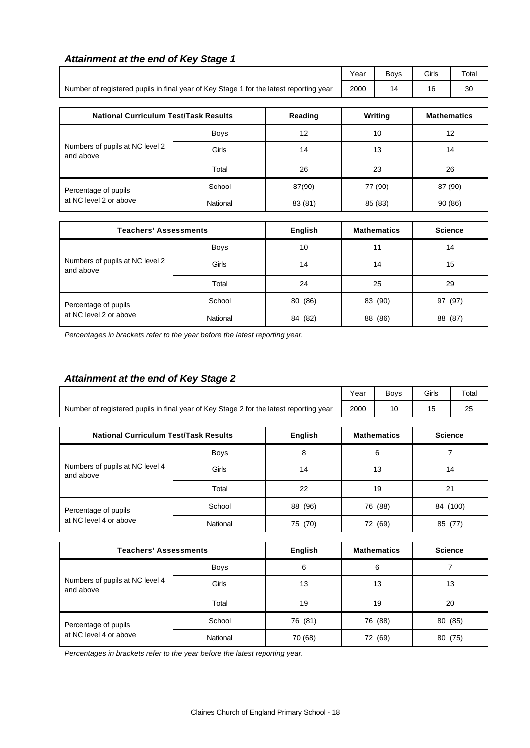### *Attainment at the end of Key Stage 1*

| | Year | Boys | Girls | Total |
|---|---|---|---|---|
| Number of registered pupils in final year of Key Stage 1 for the latest reporting year | 2000 | 14 | 16 | 30 |

| National Curriculum Test/Task Results | | Reading | Writing | Mathematics |
|---|---|---|---|---|
| Numbers of pupils at NC level 2 and above | Boys | 12 | 10 | 12 |
| | Girls | 14 | 13 | 14 |
| | Total | 26 | 23 | 26 |
| Percentage of pupils at NC level 2 or above | School | 87(90) | 77 (90) | 87 (90) |
| | National | 83 (81) | 85 (83) | 90 (86) |

| Teachers' Assessments | | English | Mathematics | Science |
|---|---|---|---|---|
| Numbers of pupils at NC level 2 and above | Boys | 10 | 11 | 14 |
| | Girls | 14 | 14 | 15 |
| | Total | 24 | 25 | 29 |
| Percentage of pupils at NC level 2 or above | School | 80 (86) | 83 (90) | 97 (97) |
| | National | 84 (82) | 88 (86) | 88 (87) |

*Percentages in brackets refer to the year before the latest reporting year.*

### *Attainment at the end of Key Stage 2*

| | Year | Boys | Girls | Total |
|---|---|---|---|---|
| Number of registered pupils in final year of Key Stage 2 for the latest reporting year | 2000 | 10 | 15 | 25 |

| National Curriculum Test/Task Results | | English | Mathematics | Science |
|---|---|---|---|---|
| Numbers of pupils at NC level 4 and above | Boys | 8 | 6 | 7 |
| | Girls | 14 | 13 | 14 |
| | Total | 22 | 19 | 21 |
| Percentage of pupils at NC level 4 or above | School | 88 (96) | 76 (88) | 84 (100) |
| | National | 75 (70) | 72 (69) | 85 (77) |

| Teachers' Assessments | | English | Mathematics | Science |
|---|---|---|---|---|
| Numbers of pupils at NC level 4 and above | Boys | 6 | 6 | 7 |
| | Girls | 13 | 13 | 13 |
| | Total | 19 | 19 | 20 |
| Percentage of pupils at NC level 4 or above | School | 76 (81) | 76 (88) | 80 (85) |
| | National | 70 (68) | 72 (69) | 80 (75) |

*Percentages in brackets refer to the year before the latest reporting year.*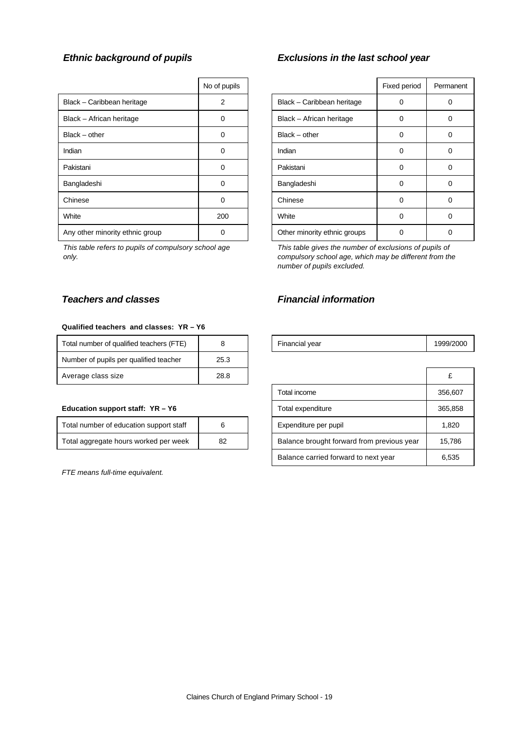### *Ethnic background of pupils*

| | No of pupils |
|---|---|
| Black – Caribbean heritage | 2 |
| Black – African heritage | 0 |
| Black – other | 0 |
| Indian | 0 |
| Pakistani | 0 |
| Bangladeshi | 0 |
| Chinese | 0 |
| White | 200 |
| Any other minority ethnic group | 0 |

*This table refers to pupils of compulsory school age only.*

### *Exclusions in the last school year*

| | Fixed period | Permanent |
|---|---|---|
| Black – Caribbean heritage | 0 | 0 |
| Black – African heritage | 0 | 0 |
| Black – other | 0 | 0 |
| Indian | 0 | 0 |
| Pakistani | 0 | 0 |
| Bangladeshi | 0 | 0 |
| Chinese | 0 | 0 |
| White | 0 | 0 |
| Other minority ethnic groups | 0 | 0 |

*This table gives the number of exclusions of pupils of compulsory school age, which may be different from the number of pupils excluded.*

### *Teachers and classes*

**Qualified teachers and classes: YR – Y6**

| | |
|---|---|
| Total number of qualified teachers (FTE) | 8 |
| Number of pupils per qualified teacher | 25.3 |
| Average class size | 28.8 |

**Education support staff: YR – Y6**

| | |
|---|---|
| Total number of education support staff | 6 |
| Total aggregate hours worked per week | 82 |

*FTE means full-time equivalent.*

### *Financial information*

| | |
|---|---|
| Financial year | 1999/2000 |

| | £ |
|---|---|
| Total income | 356,607 |
| Total expenditure | 365,858 |
| Expenditure per pupil | 1,820 |
| Balance brought forward from previous year | 15,786 |
| Balance carried forward to next year | 6,535 |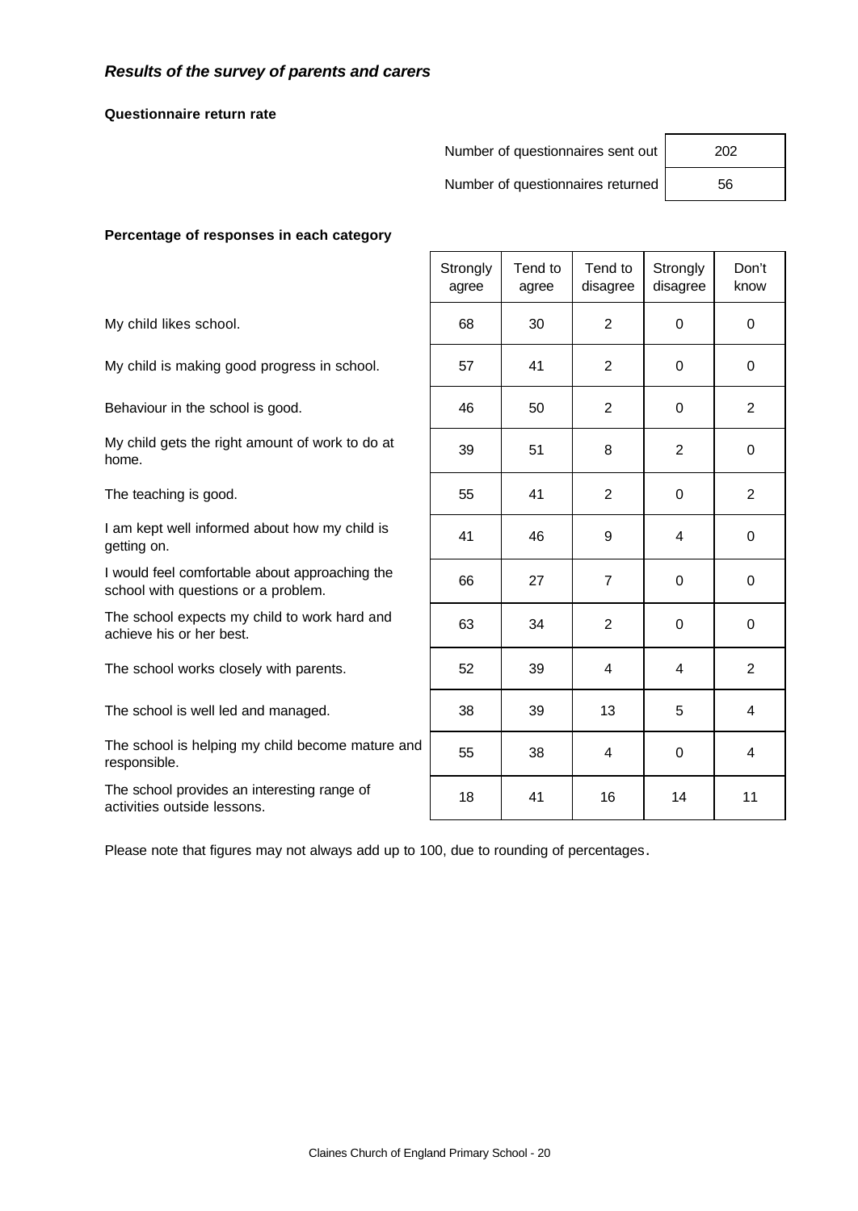## *Results of the survey of parents and carers*

**Questionnaire return rate**

| | |
|---|---|
| Number of questionnaires sent out | 202 |
| Number of questionnaires returned | 56 |

**Percentage of responses in each category**

| | Strongly agree | Tend to agree | Tend to disagree | Strongly disagree | Don't know |
|---|---|---|---|---|---|
| My child likes school. | 68 | 30 | 2 | 0 | 0 |
| My child is making good progress in school. | 57 | 41 | 2 | 0 | 0 |
| Behaviour in the school is good. | 46 | 50 | 2 | 0 | 2 |
| My child gets the right amount of work to do at home. | 39 | 51 | 8 | 2 | 0 |
| The teaching is good. | 55 | 41 | 2 | 0 | 2 |
| I am kept well informed about how my child is getting on. | 41 | 46 | 9 | 4 | 0 |
| I would feel comfortable about approaching the school with questions or a problem. | 66 | 27 | 7 | 0 | 0 |
| The school expects my child to work hard and achieve his or her best. | 63 | 34 | 2 | 0 | 0 |
| The school works closely with parents. | 52 | 39 | 4 | 4 | 2 |
| The school is well led and managed. | 38 | 39 | 13 | 5 | 4 |
| The school is helping my child become mature and responsible. | 55 | 38 | 4 | 0 | 4 |
| The school provides an interesting range of activities outside lessons. | 18 | 41 | 16 | 14 | 11 |

Please note that figures may not always add up to 100, due to rounding of percentages.